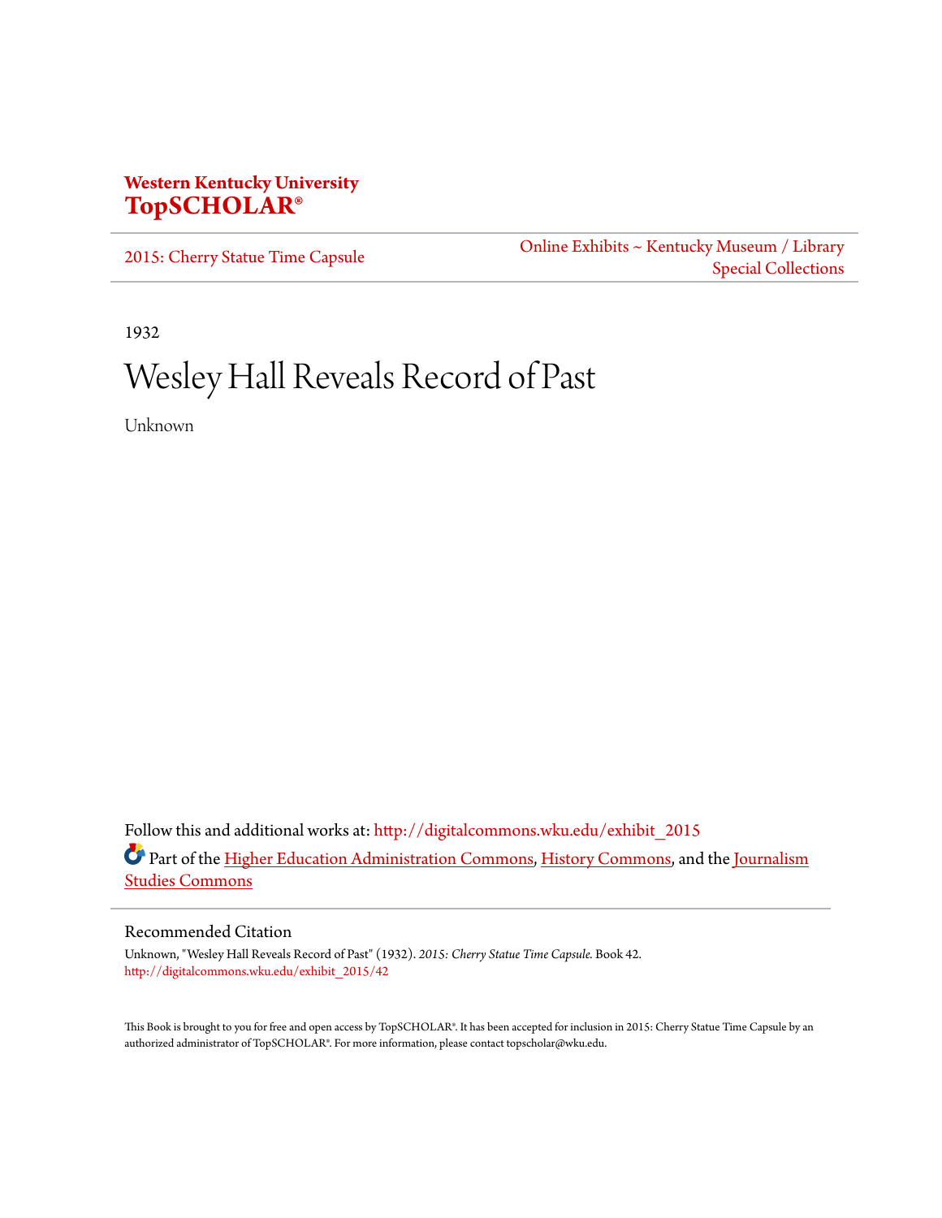**Western Kentucky University**
**TopSCHOLAR®**

2015: Cherry Statue Time Capsule

Online Exhibits ~ Kentucky Museum / Library Special Collections

1932

# Wesley Hall Reveals Record of Past

Unknown

Follow this and additional works at: http://digitalcommons.wku.edu/exhibit_2015

Part of the Higher Education Administration Commons, History Commons, and the Journalism Studies Commons

## Recommended Citation

Unknown, "Wesley Hall Reveals Record of Past" (1932). *2015: Cherry Statue Time Capsule.* Book 42.
http://digitalcommons.wku.edu/exhibit_2015/42

This Book is brought to you for free and open access by TopSCHOLAR®. It has been accepted for inclusion in 2015: Cherry Statue Time Capsule by an authorized administrator of TopSCHOLAR®. For more information, please contact topscholar@wku.edu.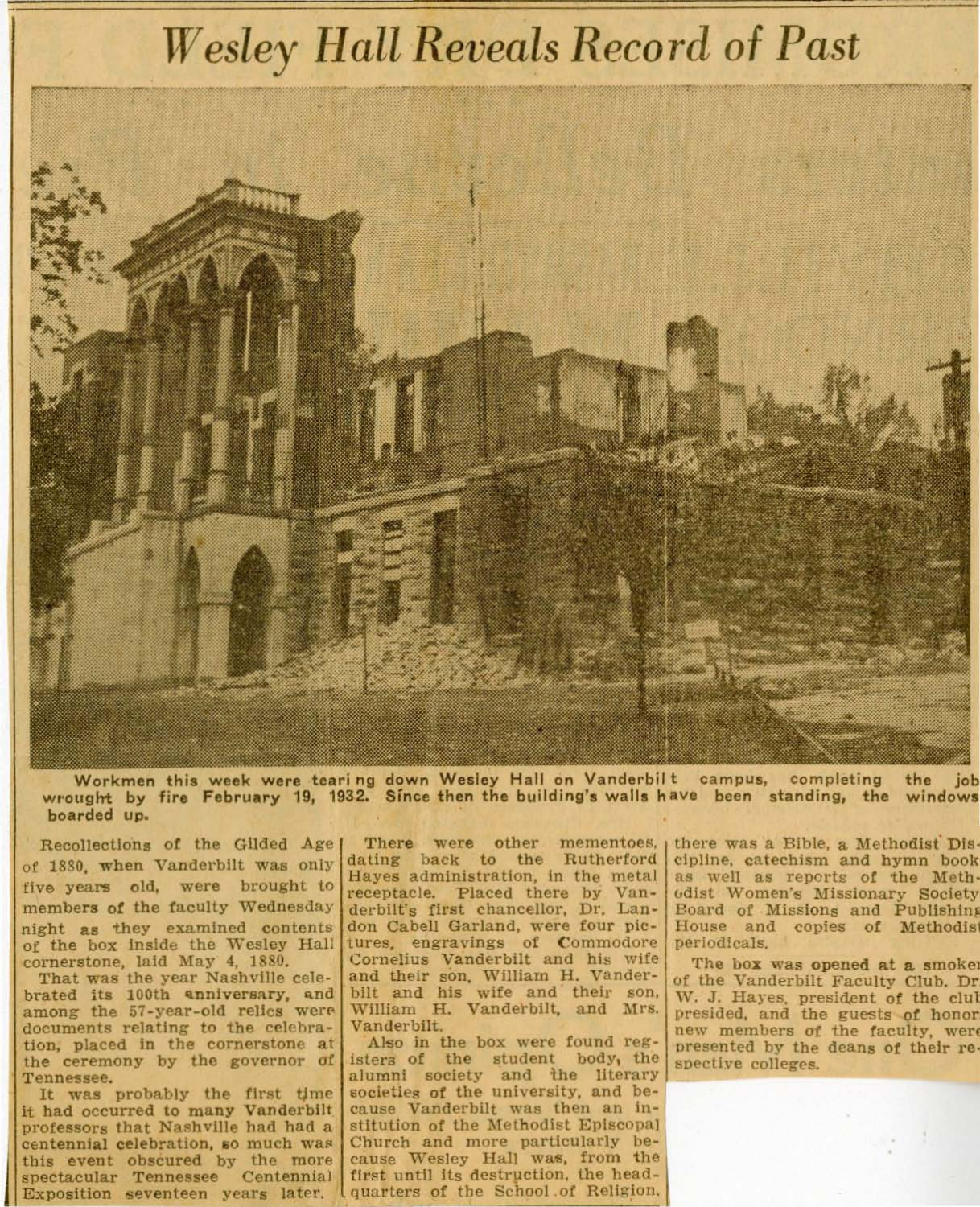# Wesley Hall Reveals Record of Past

Workmen this week were tearing down Wesley Hall on Vanderbilt campus, completing the job wrought by fire February 19, 1932. Since then the building's walls have been standing, the windows boarded up.

Recollections of the Gilded Age of 1880, when Vanderbilt was only five years old, were brought to members of the faculty Wednesday night as they examined contents of the box inside the Wesley Hall cornerstone, laid May 4, 1880.

That was the year Nashville celebrated its 100th anniversary, and among the 57-year-old relics were documents relating to the celebration, placed in the cornerstone at the ceremony by the governor of Tennessee.

It was probably the first time it had occurred to many Vanderbilt professors that Nashville had had a centennial celebration, so much was this event obscured by the more spectacular Tennessee Centennial Exposition seventeen years later.

There were other mementoes, dating back to the Rutherford Hayes administration, in the metal receptacle. Placed there by Vanderbilt's first chancellor, Dr. Landon Cabell Garland, were four pictures, engravings of Commodore Cornelius Vanderbilt and his wife and their son, William H. Vanderbilt and his wife and their son, William H. Vanderbilt, and Mrs. Vanderbilt.

Also in the box were found registers of the student body, the alumni society and the literary societies of the university, and because Vanderbilt was then an institution of the Methodist Episcopal Church and more particularly because Wesley Hall was, from the first until its destruction, the headquarters of the School of Religion, there was a Bible, a Methodist Discipline, catechism and hymn book as well as reports of the Methodist Women's Missionary Society Board of Missions and Publishing House and copies of Methodist periodicals.

The box was opened at a smoker of the Vanderbilt Faculty Club. Dr. W. J. Hayes, president of the club presided, and the guests of honor new members of the faculty, were presented by the deans of their respective colleges.